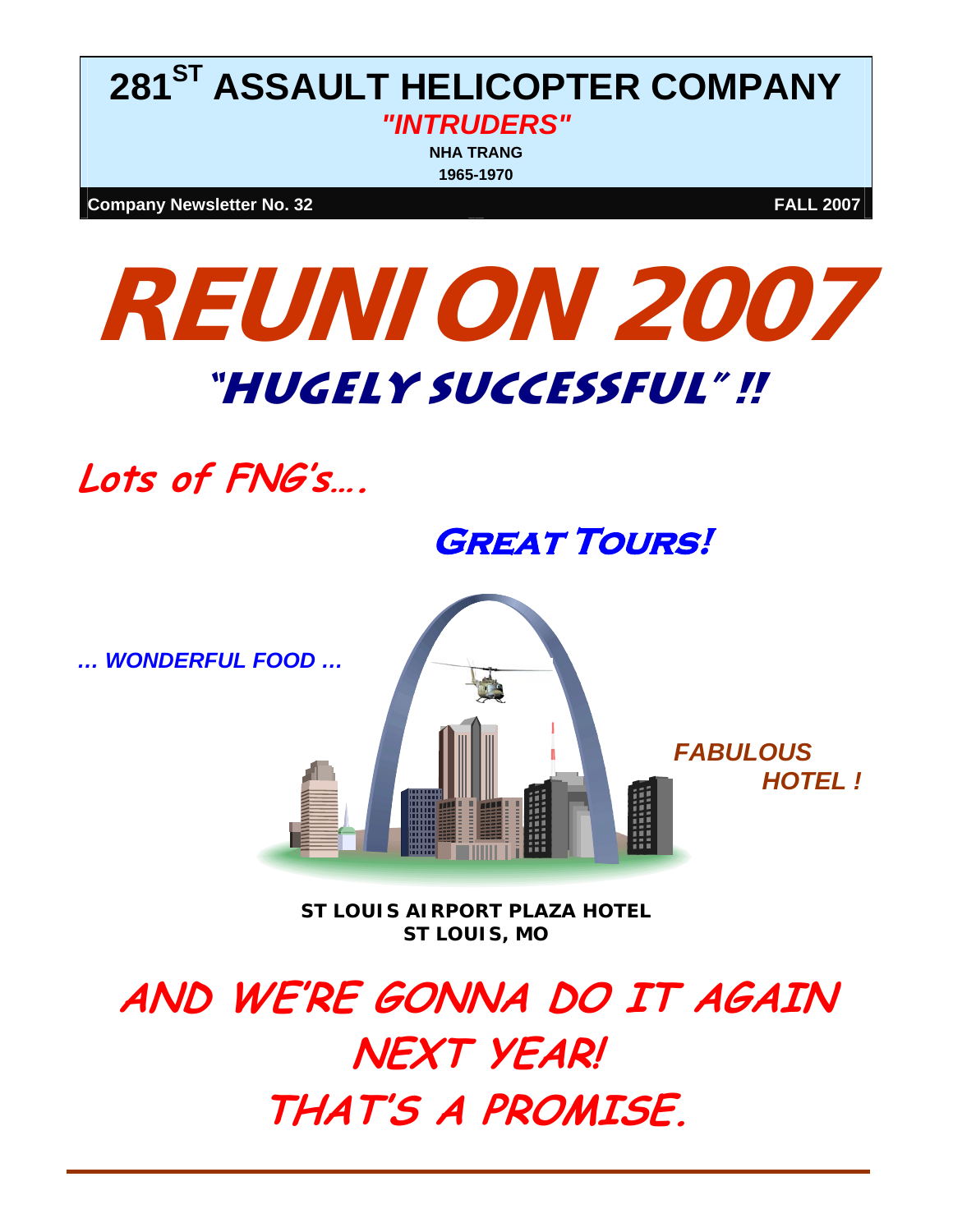# 281ST ASSAULT HELICOPTER COMPANY

***"INTRUDERS"***

**NHA TRANG**

**1965-1970**

**Company Newsletter No. 32** **FALL 2007**

# REUNION 2007

## "HUGELY SUCCESSFUL" !!

***Lots of FNG's….***

***GREAT TOURS!***

***… WONDERFUL FOOD …***

***FABULOUS HOTEL !***

**ST LOUIS AIRPORT PLAZA HOTEL**
**ST LOUIS, MO**

## *AND WE'RE GONNA DO IT AGAIN NEXT YEAR! THAT'S A PROMISE.*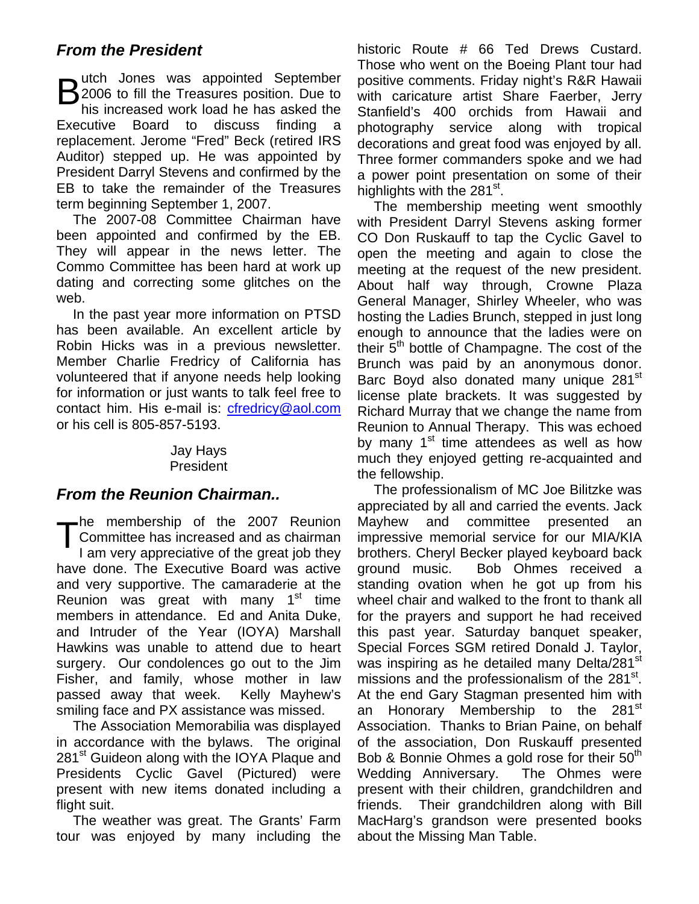## *From the President*

Butch Jones was appointed September 2006 to fill the Treasures position. Due to his increased work load he has asked the Executive Board to discuss finding a replacement. Jerome "Fred" Beck (retired IRS Auditor) stepped up. He was appointed by President Darryl Stevens and confirmed by the EB to take the remainder of the Treasures term beginning September 1, 2007.

The 2007-08 Committee Chairman have been appointed and confirmed by the EB. They will appear in the news letter. The Commo Committee has been hard at work up dating and correcting some glitches on the web.

In the past year more information on PTSD has been available. An excellent article by Robin Hicks was in a previous newsletter. Member Charlie Fredricy of California has volunteered that if anyone needs help looking for information or just wants to talk feel free to contact him. His e-mail is: cfredricy@aol.com or his cell is 805-857-5193.

Jay Hays
President

## *From the Reunion Chairman..*

The membership of the 2007 Reunion Committee has increased and as chairman I am very appreciative of the great job they have done. The Executive Board was active and very supportive. The camaraderie at the Reunion was great with many 1st time members in attendance. Ed and Anita Duke, and Intruder of the Year (IOYA) Marshall Hawkins was unable to attend due to heart surgery. Our condolences go out to the Jim Fisher, and family, whose mother in law passed away that week. Kelly Mayhew's smiling face and PX assistance was missed.

The Association Memorabilia was displayed in accordance with the bylaws. The original 281st Guideon along with the IOYA Plaque and Presidents Cyclic Gavel (Pictured) were present with new items donated including a flight suit.

The weather was great. The Grants' Farm tour was enjoyed by many including the historic Route # 66 Ted Drews Custard. Those who went on the Boeing Plant tour had positive comments. Friday night's R&R Hawaii with caricature artist Share Faerber, Jerry Stanfield's 400 orchids from Hawaii and photography service along with tropical decorations and great food was enjoyed by all. Three former commanders spoke and we had a power point presentation on some of their highlights with the 281st.

The membership meeting went smoothly with President Darryl Stevens asking former CO Don Ruskauff to tap the Cyclic Gavel to open the meeting and again to close the meeting at the request of the new president. About half way through, Crowne Plaza General Manager, Shirley Wheeler, who was hosting the Ladies Brunch, stepped in just long enough to announce that the ladies were on their 5th bottle of Champagne. The cost of the Brunch was paid by an anonymous donor. Barc Boyd also donated many unique 281st license plate brackets. It was suggested by Richard Murray that we change the name from Reunion to Annual Therapy. This was echoed by many 1st time attendees as well as how much they enjoyed getting re-acquainted and the fellowship.

The professionalism of MC Joe Bilitzke was appreciated by all and carried the events. Jack Mayhew and committee presented an impressive memorial service for our MIA/KIA brothers. Cheryl Becker played keyboard back ground music. Bob Ohmes received a standing ovation when he got up from his wheel chair and walked to the front to thank all for the prayers and support he had received this past year. Saturday banquet speaker, Special Forces SGM retired Donald J. Taylor, was inspiring as he detailed many Delta/281st missions and the professionalism of the 281st. At the end Gary Stagman presented him with an Honorary Membership to the 281st Association. Thanks to Brian Paine, on behalf of the association, Don Ruskauff presented Bob & Bonnie Ohmes a gold rose for their 50th Wedding Anniversary. The Ohmes were present with their children, grandchildren and friends. Their grandchildren along with Bill MacHarg's grandson were presented books about the Missing Man Table.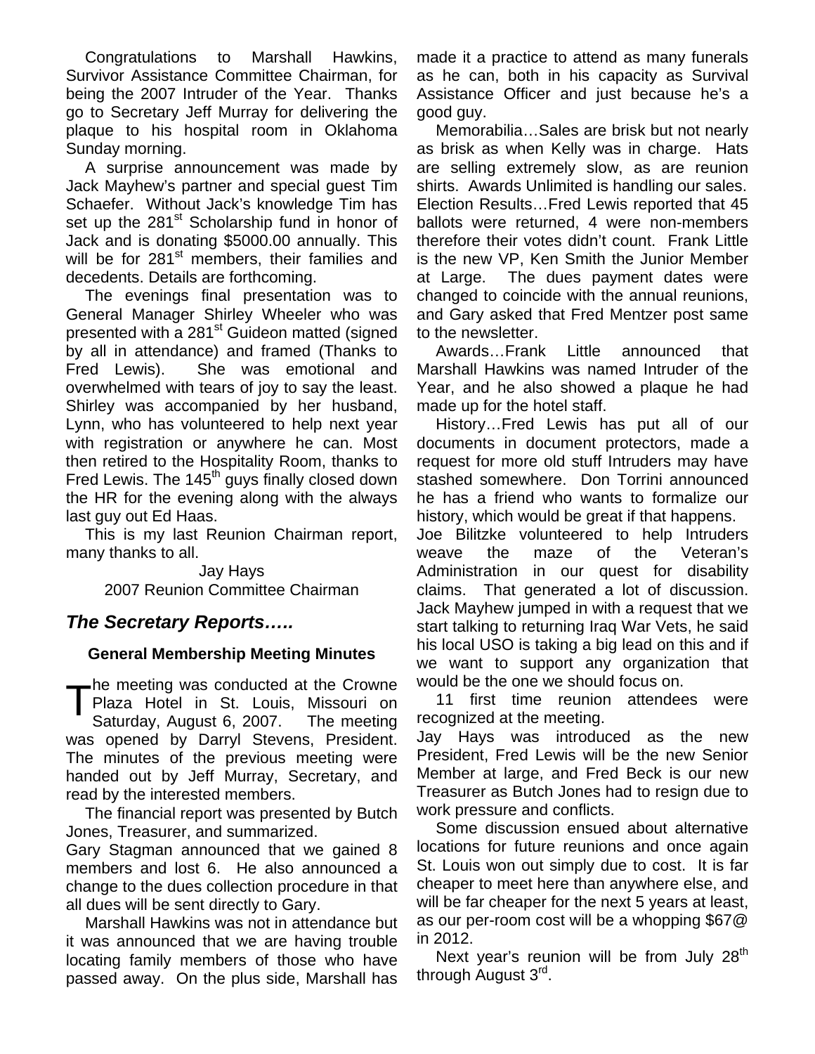Congratulations to Marshall Hawkins, Survivor Assistance Committee Chairman, for being the 2007 Intruder of the Year. Thanks go to Secretary Jeff Murray for delivering the plaque to his hospital room in Oklahoma Sunday morning.

A surprise announcement was made by Jack Mayhew's partner and special guest Tim Schaefer. Without Jack's knowledge Tim has set up the 281st Scholarship fund in honor of Jack and is donating $5000.00 annually. This will be for 281st members, their families and decedents. Details are forthcoming.

The evenings final presentation was to General Manager Shirley Wheeler who was presented with a 281st Guideon matted (signed by all in attendance) and framed (Thanks to Fred Lewis). She was emotional and overwhelmed with tears of joy to say the least. Shirley was accompanied by her husband, Lynn, who has volunteered to help next year with registration or anywhere he can. Most then retired to the Hospitality Room, thanks to Fred Lewis. The 145th guys finally closed down the HR for the evening along with the always last guy out Ed Haas.

This is my last Reunion Chairman report, many thanks to all.

Jay Hays
2007 Reunion Committee Chairman

## *The Secretary Reports…..*

### General Membership Meeting Minutes

The meeting was conducted at the Crowne Plaza Hotel in St. Louis, Missouri on Saturday, August 6, 2007. The meeting was opened by Darryl Stevens, President. The minutes of the previous meeting were handed out by Jeff Murray, Secretary, and read by the interested members.

The financial report was presented by Butch Jones, Treasurer, and summarized.

Gary Stagman announced that we gained 8 members and lost 6. He also announced a change to the dues collection procedure in that all dues will be sent directly to Gary.

Marshall Hawkins was not in attendance but it was announced that we are having trouble locating family members of those who have passed away. On the plus side, Marshall has made it a practice to attend as many funerals as he can, both in his capacity as Survival Assistance Officer and just because he's a good guy.

Memorabilia…Sales are brisk but not nearly as brisk as when Kelly was in charge. Hats are selling extremely slow, as are reunion shirts. Awards Unlimited is handling our sales.

Election Results…Fred Lewis reported that 45 ballots were returned, 4 were non-members therefore their votes didn't count. Frank Little is the new VP, Ken Smith the Junior Member at Large. The dues payment dates were changed to coincide with the annual reunions, and Gary asked that Fred Mentzer post same to the newsletter.

Awards…Frank Little announced that Marshall Hawkins was named Intruder of the Year, and he also showed a plaque he had made up for the hotel staff.

History…Fred Lewis has put all of our documents in document protectors, made a request for more old stuff Intruders may have stashed somewhere. Don Torrini announced he has a friend who wants to formalize our history, which would be great if that happens.

Joe Bilitzke volunteered to help Intruders weave the maze of the Veteran's Administration in our quest for disability claims. That generated a lot of discussion. Jack Mayhew jumped in with a request that we start talking to returning Iraq War Vets, he said his local USO is taking a big lead on this and if we want to support any organization that would be the one we should focus on.

11 first time reunion attendees were recognized at the meeting.

Jay Hays was introduced as the new President, Fred Lewis will be the new Senior Member at large, and Fred Beck is our new Treasurer as Butch Jones had to resign due to work pressure and conflicts.

Some discussion ensued about alternative locations for future reunions and once again St. Louis won out simply due to cost. It is far cheaper to meet here than anywhere else, and will be far cheaper for the next 5 years at least, as our per-room cost will be a whopping $67@ in 2012.

Next year's reunion will be from July 28th through August 3rd.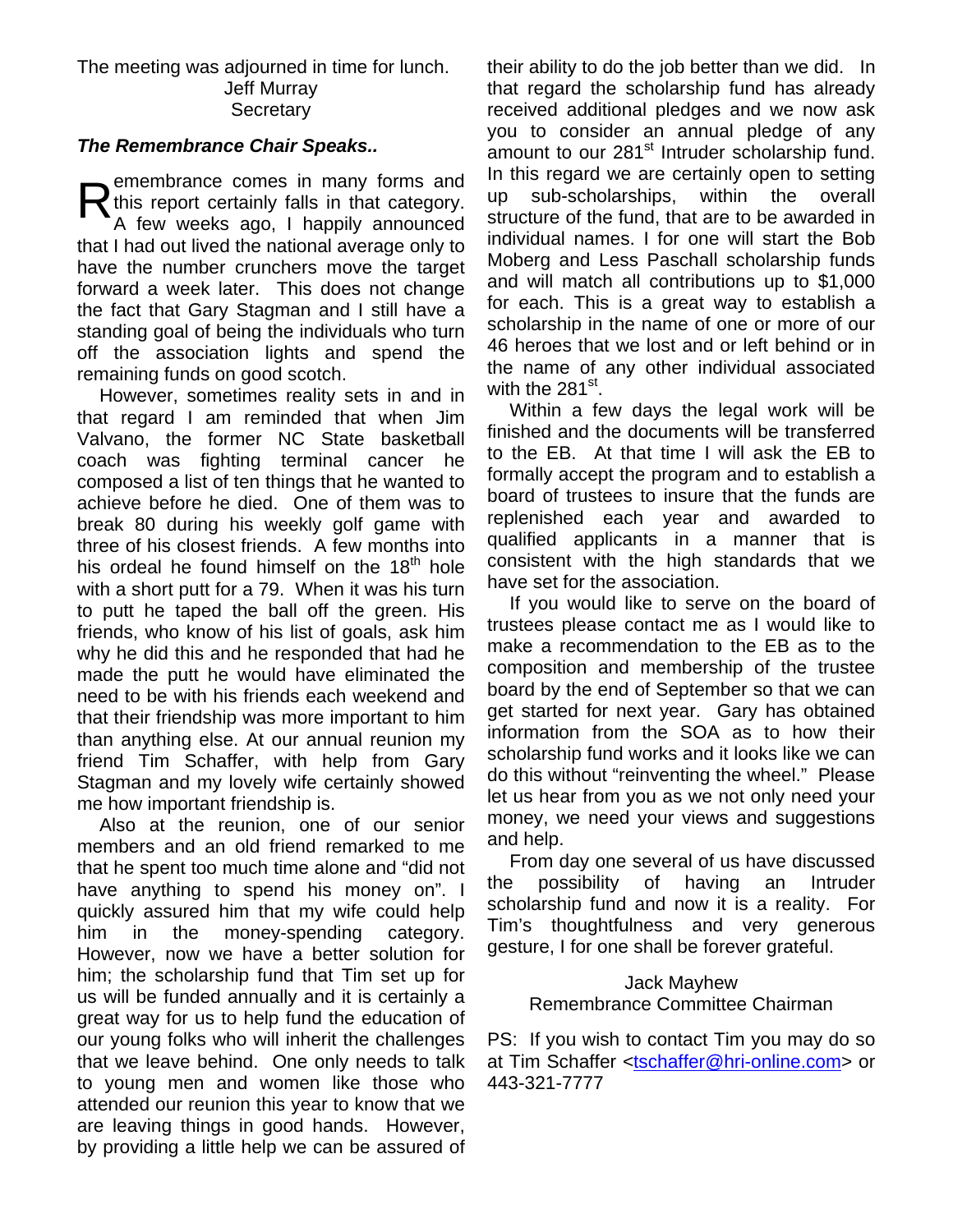The meeting was adjourned in time for lunch.

Jeff Murray
Secretary

***The Remembrance Chair Speaks..***

Remembrance comes in many forms and this report certainly falls in that category. A few weeks ago, I happily announced that I had out lived the national average only to have the number crunchers move the target forward a week later. This does not change the fact that Gary Stagman and I still have a standing goal of being the individuals who turn off the association lights and spend the remaining funds on good scotch.

However, sometimes reality sets in and in that regard I am reminded that when Jim Valvano, the former NC State basketball coach was fighting terminal cancer he composed a list of ten things that he wanted to achieve before he died. One of them was to break 80 during his weekly golf game with three of his closest friends. A few months into his ordeal he found himself on the 18th hole with a short putt for a 79. When it was his turn to putt he taped the ball off the green. His friends, who know of his list of goals, ask him why he did this and he responded that had he made the putt he would have eliminated the need to be with his friends each weekend and that their friendship was more important to him than anything else. At our annual reunion my friend Tim Schaffer, with help from Gary Stagman and my lovely wife certainly showed me how important friendship is.

Also at the reunion, one of our senior members and an old friend remarked to me that he spent too much time alone and "did not have anything to spend his money on". I quickly assured him that my wife could help him in the money-spending category. However, now we have a better solution for him; the scholarship fund that Tim set up for us will be funded annually and it is certainly a great way for us to help fund the education of our young folks who will inherit the challenges that we leave behind. One only needs to talk to young men and women like those who attended our reunion this year to know that we are leaving things in good hands. However, by providing a little help we can be assured of their ability to do the job better than we did. In that regard the scholarship fund has already received additional pledges and we now ask you to consider an annual pledge of any amount to our 281st Intruder scholarship fund. In this regard we are certainly open to setting up sub-scholarships, within the overall structure of the fund, that are to be awarded in individual names. I for one will start the Bob Moberg and Less Paschall scholarship funds and will match all contributions up to $1,000 for each. This is a great way to establish a scholarship in the name of one or more of our 46 heroes that we lost and or left behind or in the name of any other individual associated with the 281st.

Within a few days the legal work will be finished and the documents will be transferred to the EB. At that time I will ask the EB to formally accept the program and to establish a board of trustees to insure that the funds are replenished each year and awarded to qualified applicants in a manner that is consistent with the high standards that we have set for the association.

If you would like to serve on the board of trustees please contact me as I would like to make a recommendation to the EB as to the composition and membership of the trustee board by the end of September so that we can get started for next year. Gary has obtained information from the SOA as to how their scholarship fund works and it looks like we can do this without "reinventing the wheel." Please let us hear from you as we not only need your money, we need your views and suggestions and help.

From day one several of us have discussed the possibility of having an Intruder scholarship fund and now it is a reality. For Tim's thoughtfulness and very generous gesture, I for one shall be forever grateful.

Jack Mayhew
Remembrance Committee Chairman

PS: If you wish to contact Tim you may do so at Tim Schaffer <tschaffer@hri-online.com> or 443-321-7777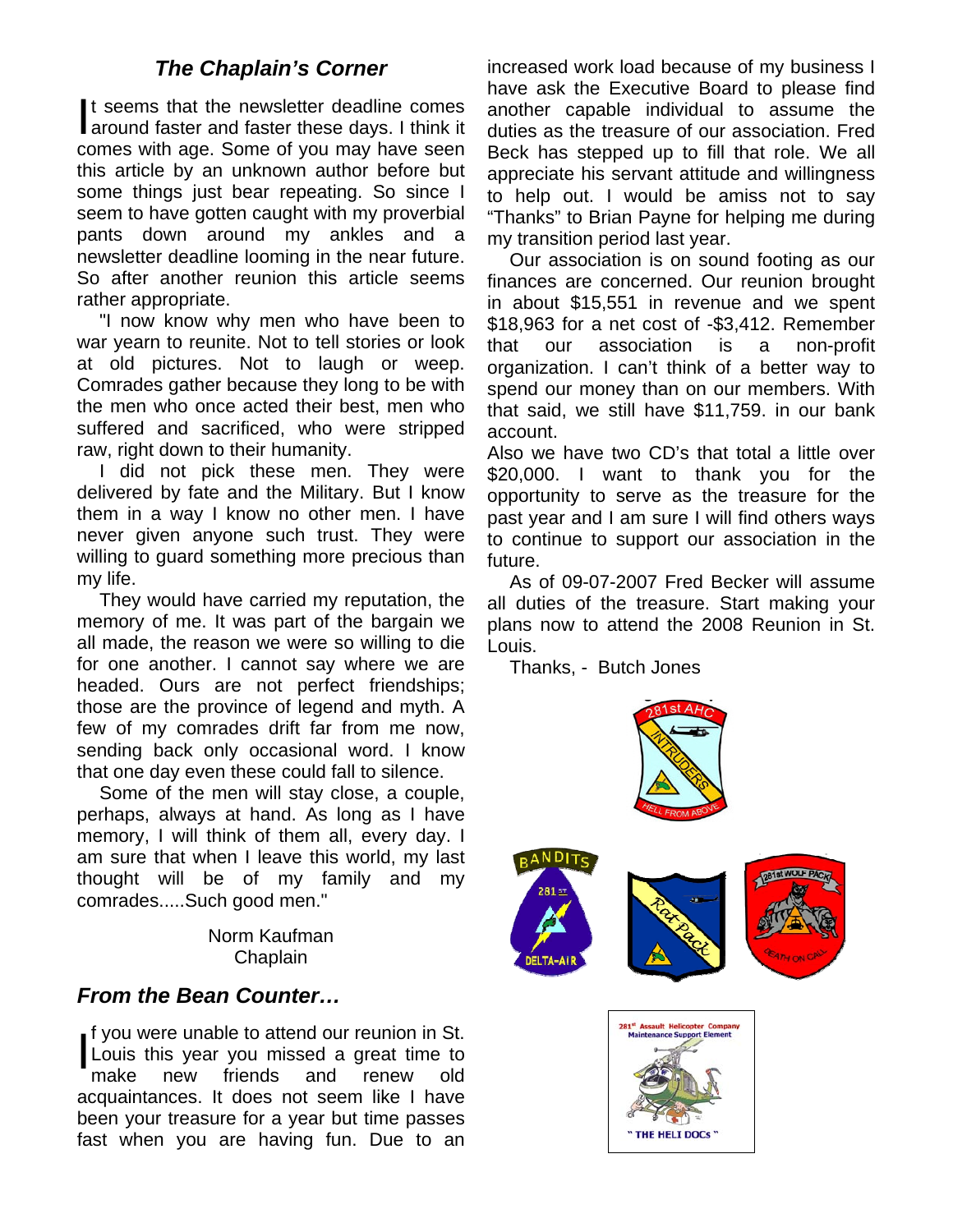## *The Chaplain's Corner*

It seems that the newsletter deadline comes around faster and faster these days. I think it comes with age. Some of you may have seen this article by an unknown author before but some things just bear repeating. So since I seem to have gotten caught with my proverbial pants down around my ankles and a newsletter deadline looming in the near future. So after another reunion this article seems rather appropriate.

"I now know why men who have been to war yearn to reunite. Not to tell stories or look at old pictures. Not to laugh or weep. Comrades gather because they long to be with the men who once acted their best, men who suffered and sacrificed, who were stripped raw, right down to their humanity.

I did not pick these men. They were delivered by fate and the Military. But I know them in a way I know no other men. I have never given anyone such trust. They were willing to guard something more precious than my life.

They would have carried my reputation, the memory of me. It was part of the bargain we all made, the reason we were so willing to die for one another. I cannot say where we are headed. Ours are not perfect friendships; those are the province of legend and myth. A few of my comrades drift far from me now, sending back only occasional word. I know that one day even these could fall to silence.

Some of the men will stay close, a couple, perhaps, always at hand. As long as I have memory, I will think of them all, every day. I am sure that when I leave this world, my last thought will be of my family and my comrades.....Such good men."

Norm Kaufman
Chaplain

## *From the Bean Counter…*

If you were unable to attend our reunion in St. Louis this year you missed a great time to make new friends and renew old acquaintances. It does not seem like I have been your treasure for a year but time passes fast when you are having fun. Due to an increased work load because of my business I have ask the Executive Board to please find another capable individual to assume the duties as the treasure of our association. Fred Beck has stepped up to fill that role. We all appreciate his servant attitude and willingness to help out. I would be amiss not to say "Thanks" to Brian Payne for helping me during my transition period last year.

Our association is on sound footing as our finances are concerned. Our reunion brought in about $15,551 in revenue and we spent $18,963 for a net cost of -$3,412. Remember that our association is a non-profit organization. I can't think of a better way to spend our money than on our members. With that said, we still have $11,759. in our bank account.

Also we have two CD's that total a little over $20,000. I want to thank you for the opportunity to serve as the treasure for the past year and I am sure I will find others ways to continue to support our association in the future.

As of 09-07-2007 Fred Becker will assume all duties of the treasure. Start making your plans now to attend the 2008 Reunion in St. Louis.

Thanks, - Butch Jones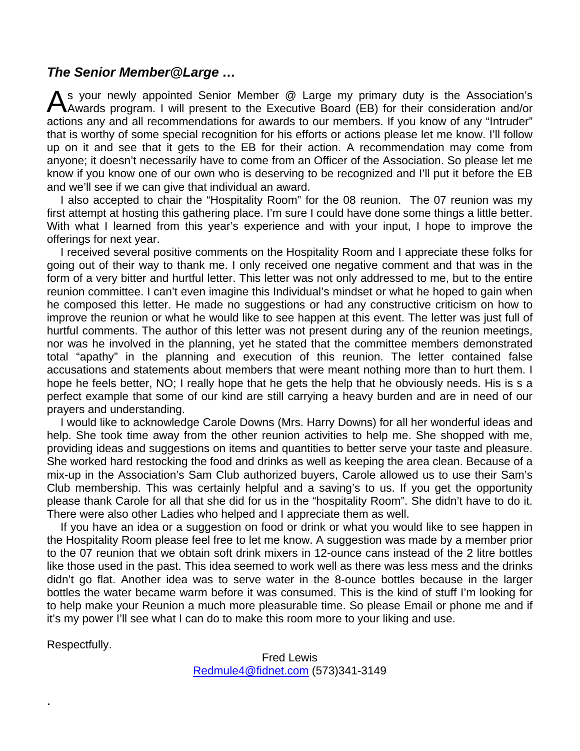## *The Senior Member@Large …*

As your newly appointed Senior Member @ Large my primary duty is the Association's Awards program. I will present to the Executive Board (EB) for their consideration and/or actions any and all recommendations for awards to our members. If you know of any "Intruder" that is worthy of some special recognition for his efforts or actions please let me know. I'll follow up on it and see that it gets to the EB for their action. A recommendation may come from anyone; it doesn't necessarily have to come from an Officer of the Association. So please let me know if you know one of our own who is deserving to be recognized and I'll put it before the EB and we'll see if we can give that individual an award.

I also accepted to chair the "Hospitality Room" for the 08 reunion. The 07 reunion was my first attempt at hosting this gathering place. I'm sure I could have done some things a little better. With what I learned from this year's experience and with your input, I hope to improve the offerings for next year.

I received several positive comments on the Hospitality Room and I appreciate these folks for going out of their way to thank me. I only received one negative comment and that was in the form of a very bitter and hurtful letter. This letter was not only addressed to me, but to the entire reunion committee. I can't even imagine this Individual's mindset or what he hoped to gain when he composed this letter. He made no suggestions or had any constructive criticism on how to improve the reunion or what he would like to see happen at this event. The letter was just full of hurtful comments. The author of this letter was not present during any of the reunion meetings, nor was he involved in the planning, yet he stated that the committee members demonstrated total "apathy" in the planning and execution of this reunion. The letter contained false accusations and statements about members that were meant nothing more than to hurt them. I hope he feels better, NO; I really hope that he gets the help that he obviously needs. His is s a perfect example that some of our kind are still carrying a heavy burden and are in need of our prayers and understanding.

I would like to acknowledge Carole Downs (Mrs. Harry Downs) for all her wonderful ideas and help. She took time away from the other reunion activities to help me. She shopped with me, providing ideas and suggestions on items and quantities to better serve your taste and pleasure. She worked hard restocking the food and drinks as well as keeping the area clean. Because of a mix-up in the Association's Sam Club authorized buyers, Carole allowed us to use their Sam's Club membership. This was certainly helpful and a saving's to us. If you get the opportunity please thank Carole for all that she did for us in the "hospitality Room". She didn't have to do it. There were also other Ladies who helped and I appreciate them as well.

If you have an idea or a suggestion on food or drink or what you would like to see happen in the Hospitality Room please feel free to let me know. A suggestion was made by a member prior to the 07 reunion that we obtain soft drink mixers in 12-ounce cans instead of the 2 litre bottles like those used in the past. This idea seemed to work well as there was less mess and the drinks didn't go flat. Another idea was to serve water in the 8-ounce bottles because in the larger bottles the water became warm before it was consumed. This is the kind of stuff I'm looking for to help make your Reunion a much more pleasurable time. So please Email or phone me and if it's my power I'll see what I can do to make this room more to your liking and use.

Respectfully.

Fred Lewis
Redmule4@fidnet.com (573)341-3149

.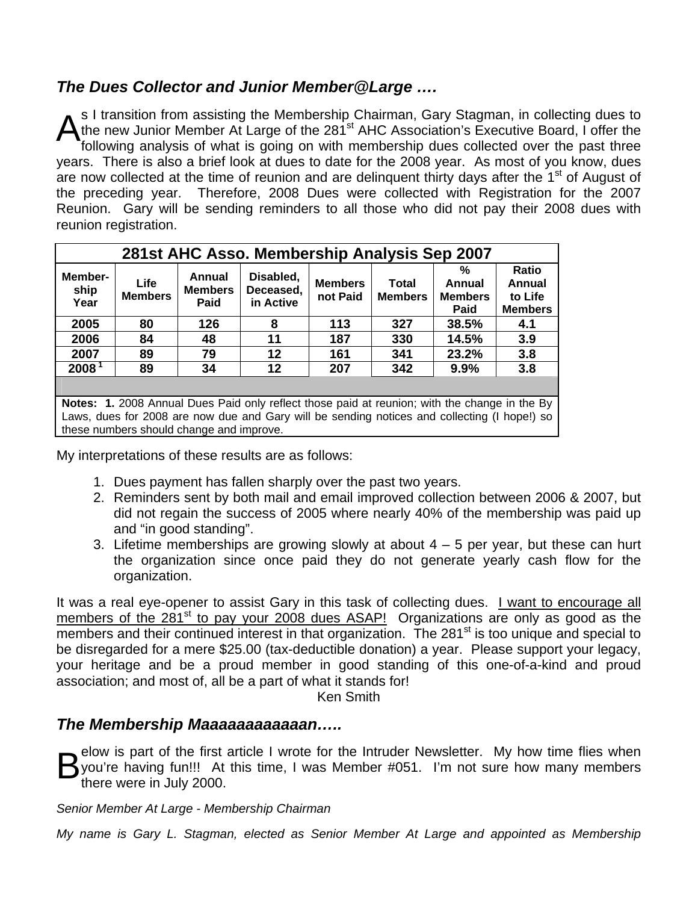### *The Dues Collector and Junior Member@Large ….*

As I transition from assisting the Membership Chairman, Gary Stagman, in collecting dues to the new Junior Member At Large of the 281st AHC Association's Executive Board, I offer the following analysis of what is going on with membership dues collected over the past three years. There is also a brief look at dues to date for the 2008 year. As most of you know, dues are now collected at the time of reunion and are delinquent thirty days after the 1st of August of the preceding year. Therefore, 2008 Dues were collected with Registration for the 2007 Reunion. Gary will be sending reminders to all those who did not pay their 2008 dues with reunion registration.

**281st AHC Asso. Membership Analysis Sep 2007**

| Membership Year | Life Members | Annual Members Paid | Disabled, Deceased, in Active | Members not Paid | Total Members | % Annual Members Paid | Ratio Annual to Life Members |
|---|---|---|---|---|---|---|---|
| 2005 | 80 | 126 | 8 | 113 | 327 | 38.5% | 4.1 |
| 2006 | 84 | 48 | 11 | 187 | 330 | 14.5% | 3.9 |
| 2007 | 89 | 79 | 12 | 161 | 341 | 23.2% | 3.8 |
| 2008 [1] | 89 | 34 | 12 | 207 | 342 | 9.9% | 3.8 |

**Notes: 1.** 2008 Annual Dues Paid only reflect those paid at reunion; with the change in the By Laws, dues for 2008 are now due and Gary will be sending notices and collecting (I hope!) so these numbers should change and improve.

My interpretations of these results are as follows:

1. Dues payment has fallen sharply over the past two years.
2. Reminders sent by both mail and email improved collection between 2006 & 2007, but did not regain the success of 2005 where nearly 40% of the membership was paid up and "in good standing".
3. Lifetime memberships are growing slowly at about 4 – 5 per year, but these can hurt the organization since once paid they do not generate yearly cash flow for the organization.

It was a real eye-opener to assist Gary in this task of collecting dues. I want to encourage all members of the 281st to pay your 2008 dues ASAP! Organizations are only as good as the members and their continued interest in that organization. The 281st is too unique and special to be disregarded for a mere $25.00 (tax-deductible donation) a year. Please support your legacy, your heritage and be a proud member in good standing of this one-of-a-kind and proud association; and most of, all be a part of what it stands for!

Ken Smith

### *The Membership Maaaaaaaaaaaan…..*

Below is part of the first article I wrote for the Intruder Newsletter. My how time flies when you're having fun!!! At this time, I was Member #051. I'm not sure how many members there were in July 2000.

*Senior Member At Large - Membership Chairman*

*My name is Gary L. Stagman, elected as Senior Member At Large and appointed as Membership*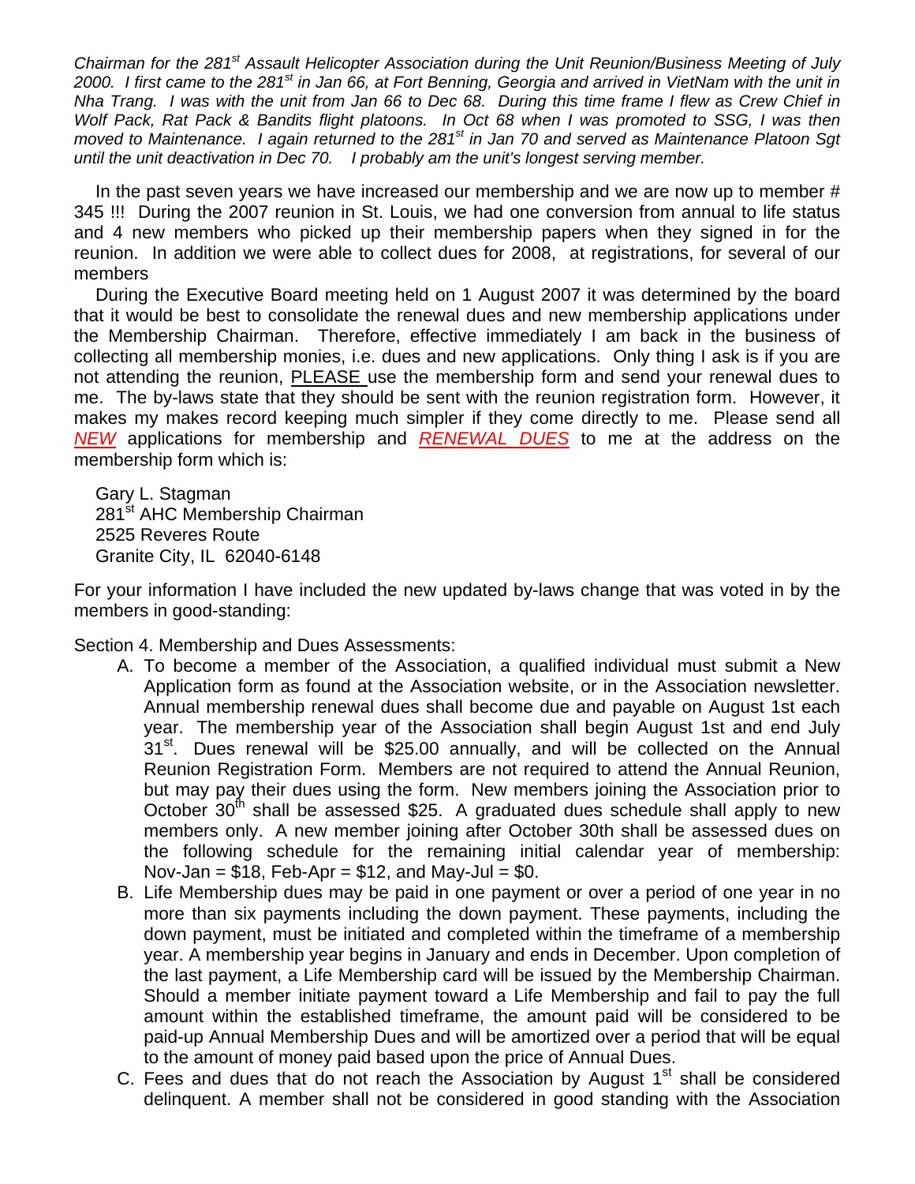*Chairman for the 281st Assault Helicopter Association during the Unit Reunion/Business Meeting of July 2000. I first came to the 281st in Jan 66, at Fort Benning, Georgia and arrived in VietNam with the unit in Nha Trang. I was with the unit from Jan 66 to Dec 68. During this time frame I flew as Crew Chief in Wolf Pack, Rat Pack & Bandits flight platoons. In Oct 68 when I was promoted to SSG, I was then moved to Maintenance. I again returned to the 281st in Jan 70 and served as Maintenance Platoon Sgt until the unit deactivation in Dec 70. I probably am the unit's longest serving member.*

In the past seven years we have increased our membership and we are now up to member # 345 !!! During the 2007 reunion in St. Louis, we had one conversion from annual to life status and 4 new members who picked up their membership papers when they signed in for the reunion. In addition we were able to collect dues for 2008, at registrations, for several of our members

During the Executive Board meeting held on 1 August 2007 it was determined by the board that it would be best to consolidate the renewal dues and new membership applications under the Membership Chairman. Therefore, effective immediately I am back in the business of collecting all membership monies, i.e. dues and new applications. Only thing I ask is if you are not attending the reunion, PLEASE use the membership form and send your renewal dues to me. The by-laws state that they should be sent with the reunion registration form. However, it makes my makes record keeping much simpler if they come directly to me. Please send all *NEW* applications for membership and *RENEWAL DUES* to me at the address on the membership form which is:

Gary L. Stagman
281st AHC Membership Chairman
2525 Reveres Route
Granite City, IL 62040-6148

For your information I have included the new updated by-laws change that was voted in by the members in good-standing:

Section 4. Membership and Dues Assessments:

A. To become a member of the Association, a qualified individual must submit a New Application form as found at the Association website, or in the Association newsletter. Annual membership renewal dues shall become due and payable on August 1st each year. The membership year of the Association shall begin August 1st and end July 31st. Dues renewal will be $25.00 annually, and will be collected on the Annual Reunion Registration Form. Members are not required to attend the Annual Reunion, but may pay their dues using the form. New members joining the Association prior to October 30th shall be assessed $25. A graduated dues schedule shall apply to new members only. A new member joining after October 30th shall be assessed dues on the following schedule for the remaining initial calendar year of membership: Nov-Jan = $18, Feb-Apr = $12, and May-Jul = $0.
B. Life Membership dues may be paid in one payment or over a period of one year in no more than six payments including the down payment. These payments, including the down payment, must be initiated and completed within the timeframe of a membership year. A membership year begins in January and ends in December. Upon completion of the last payment, a Life Membership card will be issued by the Membership Chairman. Should a member initiate payment toward a Life Membership and fail to pay the full amount within the established timeframe, the amount paid will be considered to be paid-up Annual Membership Dues and will be amortized over a period that will be equal to the amount of money paid based upon the price of Annual Dues.
C. Fees and dues that do not reach the Association by August 1st shall be considered delinquent. A member shall not be considered in good standing with the Association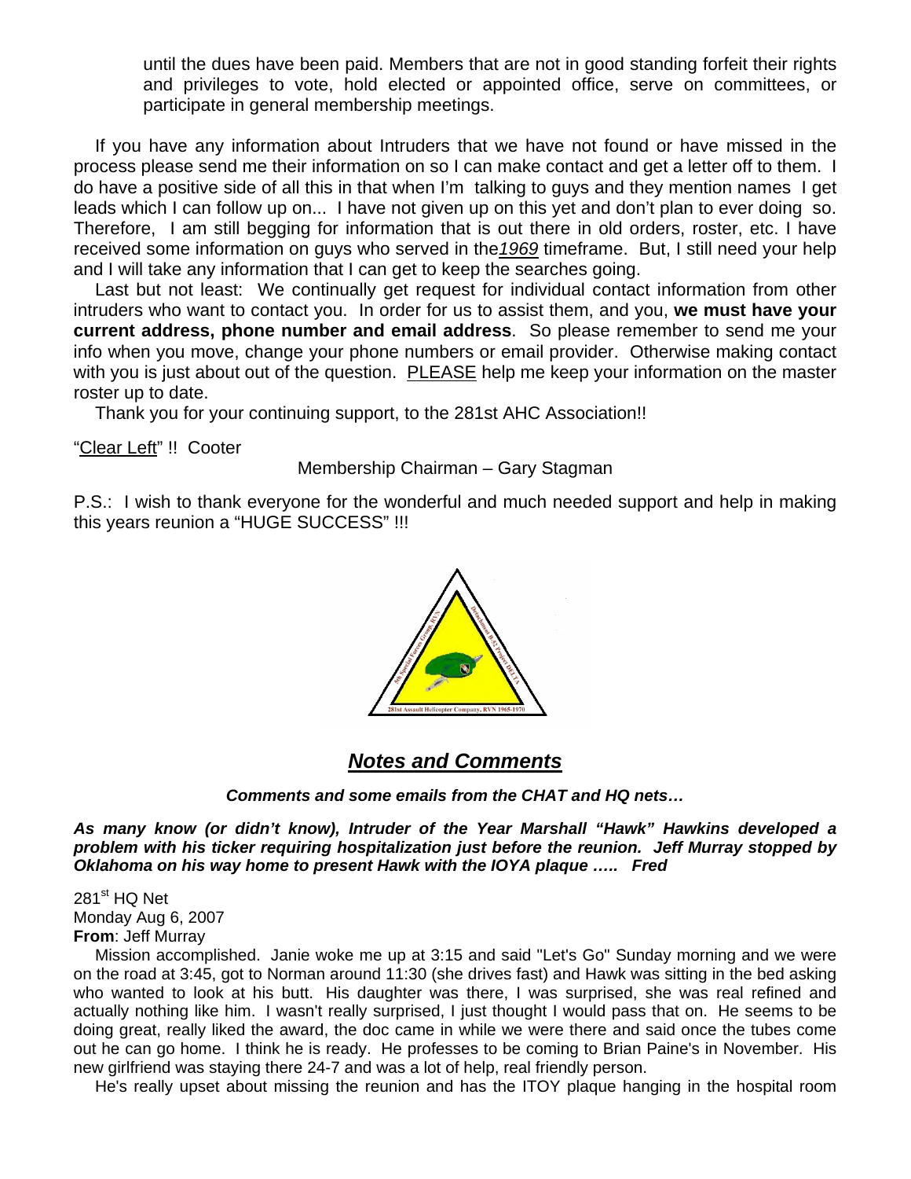until the dues have been paid. Members that are not in good standing forfeit their rights and privileges to vote, hold elected or appointed office, serve on committees, or participate in general membership meetings.

If you have any information about Intruders that we have not found or have missed in the process please send me their information on so I can make contact and get a letter off to them. I do have a positive side of all this in that when I'm talking to guys and they mention names I get leads which I can follow up on... I have not given up on this yet and don't plan to ever doing so. Therefore, I am still begging for information that is out there in old orders, roster, etc. I have received some information on guys who served in the *1969* timeframe. But, I still need your help and I will take any information that I can get to keep the searches going.

Last but not least: We continually get request for individual contact information from other intruders who want to contact you. In order for us to assist them, and you, **we must have your current address, phone number and email address**. So please remember to send me your info when you move, change your phone numbers or email provider. Otherwise making contact with you is just about out of the question. PLEASE help me keep your information on the master roster up to date.

Thank you for your continuing support, to the 281st AHC Association!!

"Clear Left" !! Cooter

Membership Chairman – Gary Stagman

P.S.: I wish to thank everyone for the wonderful and much needed support and help in making this years reunion a "HUGE SUCCESS" !!!

## *Notes and Comments*

***Comments and some emails from the CHAT and HQ nets…***

***As many know (or didn't know), Intruder of the Year Marshall "Hawk" Hawkins developed a problem with his ticker requiring hospitalization just before the reunion. Jeff Murray stopped by Oklahoma on his way home to present Hawk with the IOYA plaque ….. Fred***

281st HQ Net
Monday Aug 6, 2007
**From**: Jeff Murray

Mission accomplished. Janie woke me up at 3:15 and said "Let's Go" Sunday morning and we were on the road at 3:45, got to Norman around 11:30 (she drives fast) and Hawk was sitting in the bed asking who wanted to look at his butt. His daughter was there, I was surprised, she was real refined and actually nothing like him. I wasn't really surprised, I just thought I would pass that on. He seems to be doing great, really liked the award, the doc came in while we were there and said once the tubes come out he can go home. I think he is ready. He professes to be coming to Brian Paine's in November. His new girlfriend was staying there 24-7 and was a lot of help, real friendly person.

He's really upset about missing the reunion and has the ITOY plaque hanging in the hospital room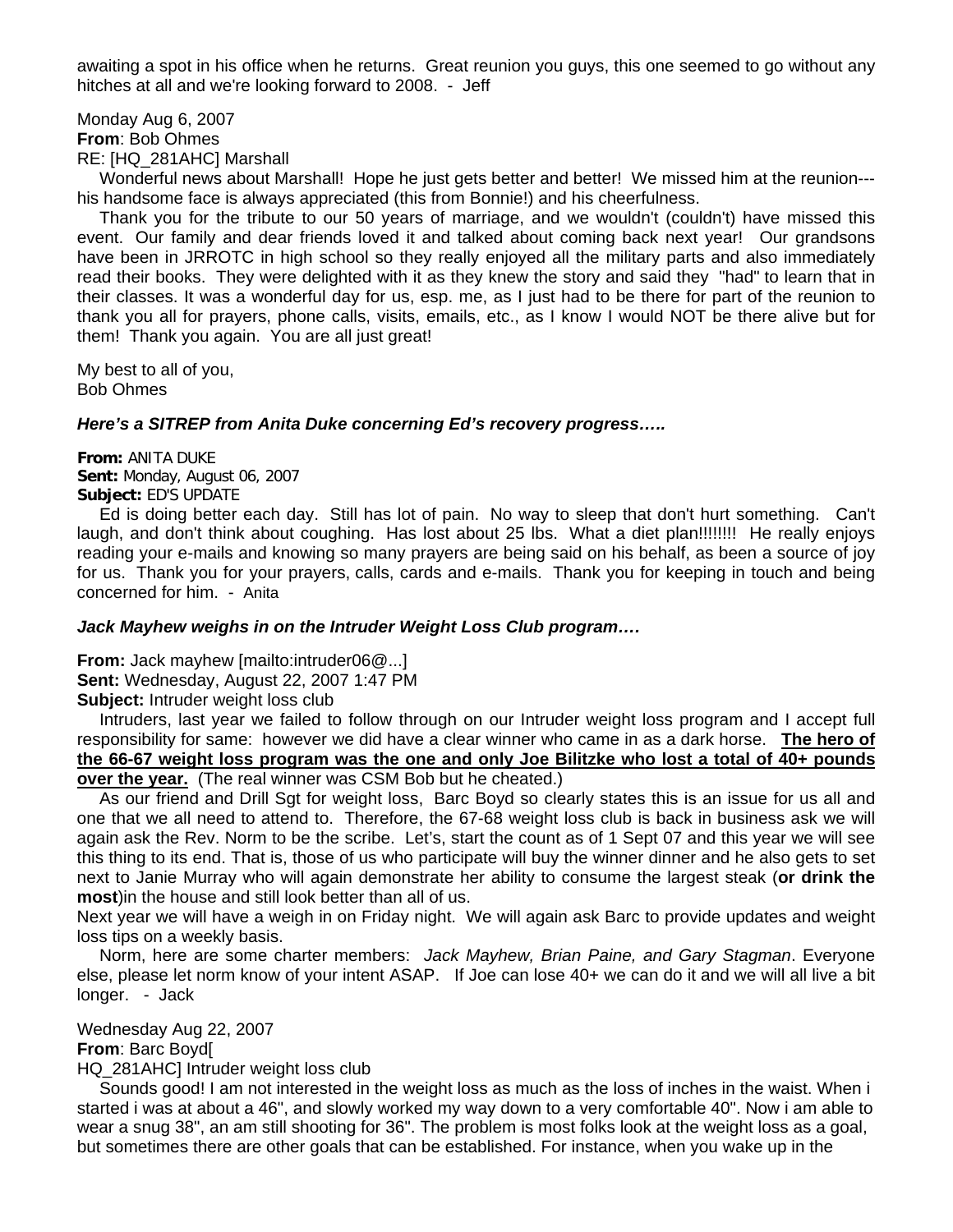awaiting a spot in his office when he returns. Great reunion you guys, this one seemed to go without any hitches at all and we're looking forward to 2008. - Jeff

Monday Aug 6, 2007
**From**: Bob Ohmes
RE: [HQ_281AHC] Marshall

Wonderful news about Marshall! Hope he just gets better and better! We missed him at the reunion---his handsome face is always appreciated (this from Bonnie!) and his cheerfulness.

Thank you for the tribute to our 50 years of marriage, and we wouldn't (couldn't) have missed this event. Our family and dear friends loved it and talked about coming back next year! Our grandsons have been in JRROTC in high school so they really enjoyed all the military parts and also immediately read their books. They were delighted with it as they knew the story and said they "had" to learn that in their classes. It was a wonderful day for us, esp. me, as I just had to be there for part of the reunion to thank you all for prayers, phone calls, visits, emails, etc., as I know I would NOT be there alive but for them! Thank you again. You are all just great!

My best to all of you,
Bob Ohmes

***Here's a SITREP from Anita Duke concerning Ed's recovery progress…..***

**From:** ANITA DUKE
**Sent:** Monday, August 06, 2007
**Subject:** ED'S UPDATE

Ed is doing better each day. Still has lot of pain. No way to sleep that don't hurt something. Can't laugh, and don't think about coughing. Has lost about 25 lbs. What a diet plan!!!!!!!! He really enjoys reading your e-mails and knowing so many prayers are being said on his behalf, as been a source of joy for us. Thank you for your prayers, calls, cards and e-mails. Thank you for keeping in touch and being concerned for him. - Anita

***Jack Mayhew weighs in on the Intruder Weight Loss Club program….***

**From:** Jack mayhew [mailto:intruder06@...]
**Sent:** Wednesday, August 22, 2007 1:47 PM
**Subject:** Intruder weight loss club

Intruders, last year we failed to follow through on our Intruder weight loss program and I accept full responsibility for same: however we did have a clear winner who came in as a dark horse. **The hero of the 66-67 weight loss program was the one and only Joe Bilitzke who lost a total of 40+ pounds over the year.** (The real winner was CSM Bob but he cheated.)

As our friend and Drill Sgt for weight loss, Barc Boyd so clearly states this is an issue for us all and one that we all need to attend to. Therefore, the 67-68 weight loss club is back in business ask we will again ask the Rev. Norm to be the scribe. Let's, start the count as of 1 Sept 07 and this year we will see this thing to its end. That is, those of us who participate will buy the winner dinner and he also gets to set next to Janie Murray who will again demonstrate her ability to consume the largest steak (**or drink the most**)in the house and still look better than all of us.
Next year we will have a weigh in on Friday night. We will again ask Barc to provide updates and weight loss tips on a weekly basis.

Norm, here are some charter members: *Jack Mayhew, Brian Paine, and Gary Stagman*. Everyone else, please let norm know of your intent ASAP. If Joe can lose 40+ we can do it and we will all live a bit longer. - Jack

Wednesday Aug 22, 2007
**From**: Barc Boyd[
HQ_281AHC] Intruder weight loss club

Sounds good! I am not interested in the weight loss as much as the loss of inches in the waist. When i started i was at about a 46", and slowly worked my way down to a very comfortable 40". Now i am able to wear a snug 38", an am still shooting for 36". The problem is most folks look at the weight loss as a goal, but sometimes there are other goals that can be established. For instance, when you wake up in the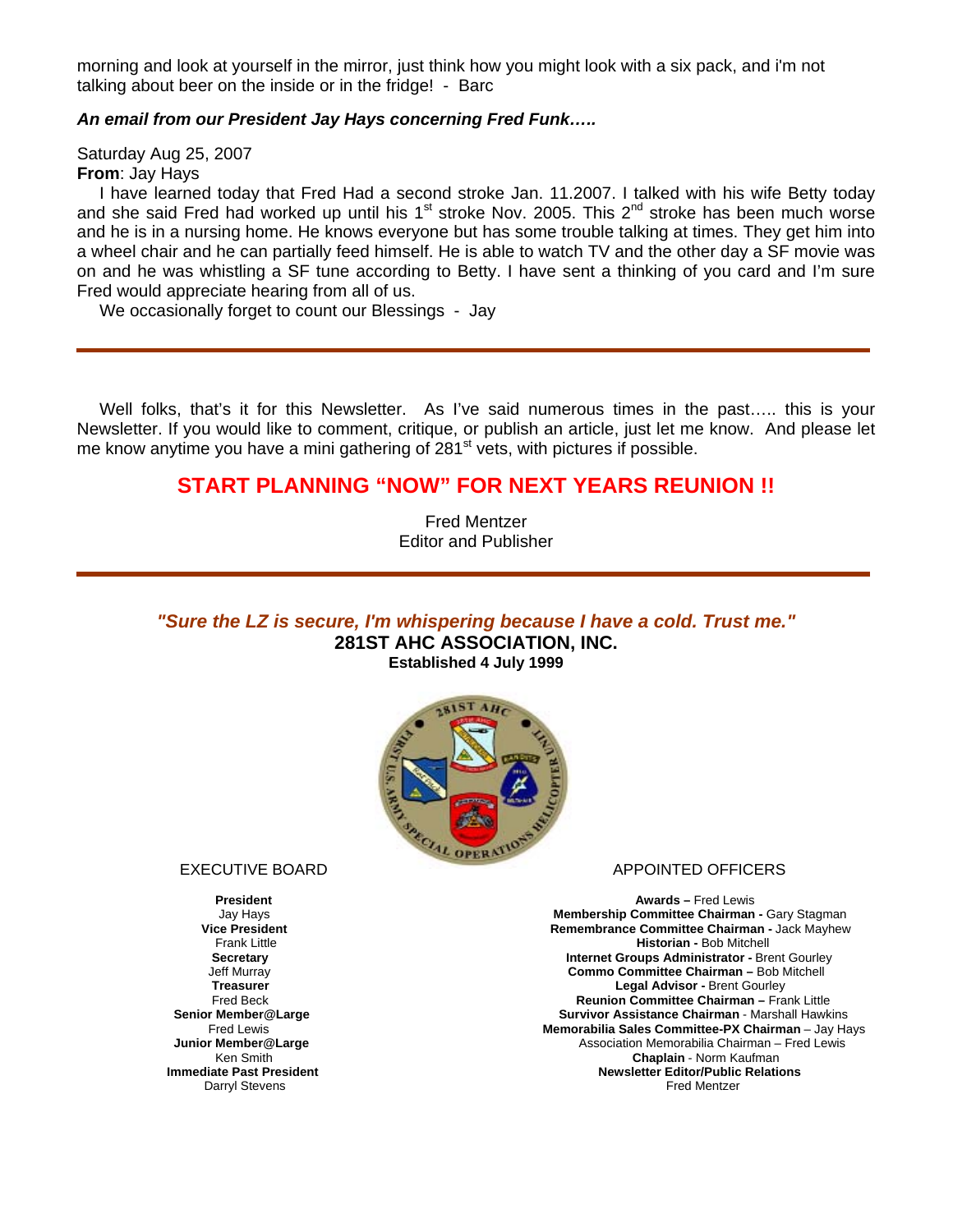morning and look at yourself in the mirror, just think how you might look with a six pack, and i'm not talking about beer on the inside or in the fridge! - Barc

***An email from our President Jay Hays concerning Fred Funk…..***

Saturday Aug 25, 2007
**From**: Jay Hays

I have learned today that Fred Had a second stroke Jan. 11.2007. I talked with his wife Betty today and she said Fred had worked up until his 1st stroke Nov. 2005. This 2nd stroke has been much worse and he is in a nursing home. He knows everyone but has some trouble talking at times. They get him into a wheel chair and he can partially feed himself. He is able to watch TV and the other day a SF movie was on and he was whistling a SF tune according to Betty. I have sent a thinking of you card and I'm sure Fred would appreciate hearing from all of us.

We occasionally forget to count our Blessings - Jay

---

Well folks, that's it for this Newsletter. As I've said numerous times in the past….. this is your Newsletter. If you would like to comment, critique, or publish an article, just let me know. And please let me know anytime you have a mini gathering of 281st vets, with pictures if possible.

## START PLANNING "NOW" FOR NEXT YEARS REUNION !!

Fred Mentzer
Editor and Publisher

---

***"Sure the LZ is secure, I'm whispering because I have a cold. Trust me."***

**281ST AHC ASSOCIATION, INC.**
**Established 4 July 1999**

EXECUTIVE BOARD

**President**
Jay Hays
**Vice President**
Frank Little
**Secretary**
Jeff Murray
**Treasurer**
Fred Beck
**Senior Member@Large**
Fred Lewis
**Junior Member@Large**
Ken Smith
**Immediate Past President**
Darryl Stevens

APPOINTED OFFICERS

**Awards –** Fred Lewis
**Membership Committee Chairman -** Gary Stagman
**Remembrance Committee Chairman -** Jack Mayhew
**Historian -** Bob Mitchell
**Internet Groups Administrator -** Brent Gourley
**Commo Committee Chairman –** Bob Mitchell
**Legal Advisor -** Brent Gourley
**Reunion Committee Chairman –** Frank Little
**Survivor Assistance Chairman** - Marshall Hawkins
**Memorabilia Sales Committee-PX Chairman** – Jay Hays
Association Memorabilia Chairman – Fred Lewis
**Chaplain** - Norm Kaufman
**Newsletter Editor/Public Relations**
Fred Mentzer